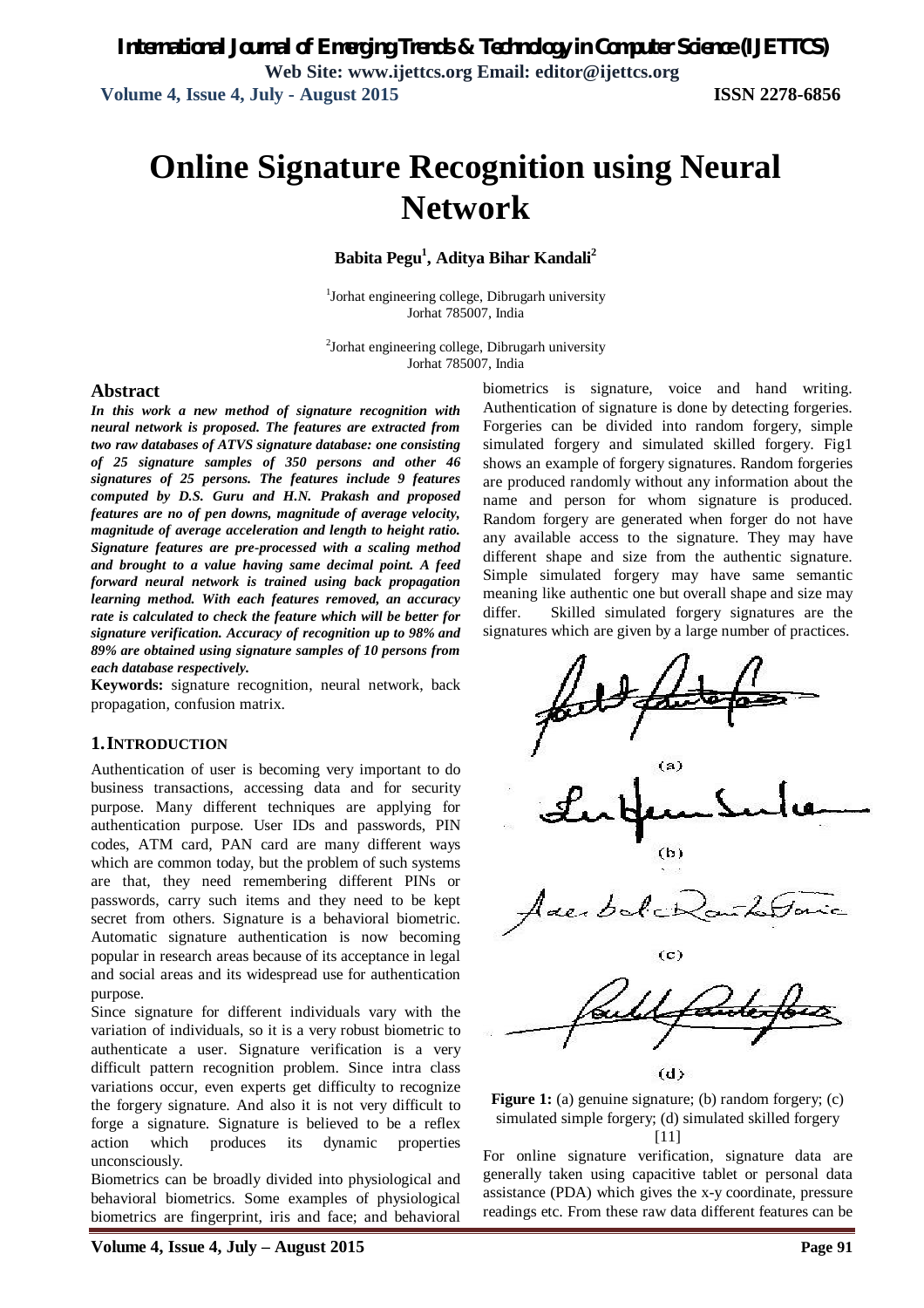# Online Signature Recognition using Neural Network

**Babita Pegu[1], Aditya Bihar Kandali[2]**

[1]Jorhat engineering college, Dibrugarh university
Jorhat 785007, India

[2]Jorhat engineering college, Dibrugarh university
Jorhat 785007, India

## Abstract

***In this work a new method of signature recognition with neural network is proposed. The features are extracted from two raw databases of ATVS signature database: one consisting of 25 signature samples of 350 persons and other 46 signatures of 25 persons. The features include 9 features computed by D.S. Guru and H.N. Prakash and proposed features are no of pen downs, magnitude of average velocity, magnitude of average acceleration and length to height ratio. Signature features are pre-processed with a scaling method and brought to a value having same decimal point. A feed forward neural network is trained using back propagation learning method. With each features removed, an accuracy rate is calculated to check the feature which will be better for signature verification. Accuracy of recognition up to 98% and 89% are obtained using signature samples of 10 persons from each database respectively.***

**Keywords:** signature recognition, neural network, back propagation, confusion matrix.

## 1. INTRODUCTION

Authentication of user is becoming very important to do business transactions, accessing data and for security purpose. Many different techniques are applying for authentication purpose. User IDs and passwords, PIN codes, ATM card, PAN card are many different ways which are common today, but the problem of such systems are that, they need remembering different PINs or passwords, carry such items and they need to be kept secret from others. Signature is a behavioral biometric. Automatic signature authentication is now becoming popular in research areas because of its acceptance in legal and social areas and its widespread use for authentication purpose.

Since signature for different individuals vary with the variation of individuals, so it is a very robust biometric to authenticate a user. Signature verification is a very difficult pattern recognition problem. Since intra class variations occur, even experts get difficulty to recognize the forgery signature. And also it is not very difficult to forge a signature. Signature is believed to be a reflex action which produces its dynamic properties unconsciously.

Biometrics can be broadly divided into physiological and behavioral biometrics. Some examples of physiological biometrics are fingerprint, iris and face; and behavioral biometrics is signature, voice and hand writing. Authentication of signature is done by detecting forgeries. Forgeries can be divided into random forgery, simple simulated forgery and simulated skilled forgery. Fig1 shows an example of forgery signatures. Random forgeries are produced randomly without any information about the name and person for whom signature is produced. Random forgery are generated when forger do not have any available access to the signature. They may have different shape and size from the authentic signature. Simple simulated forgery may have same semantic meaning like authentic one but overall shape and size may differ. Skilled simulated forgery signatures are the signatures which are given by a large number of practices.

(a)

(b)

(c)

(d)

**Figure 1:** (a) genuine signature; (b) random forgery; (c) simulated simple forgery; (d) simulated skilled forgery [11]

For online signature verification, signature data are generally taken using capacitive tablet or personal data assistance (PDA) which gives the x-y coordinate, pressure readings etc. From these raw data different features can be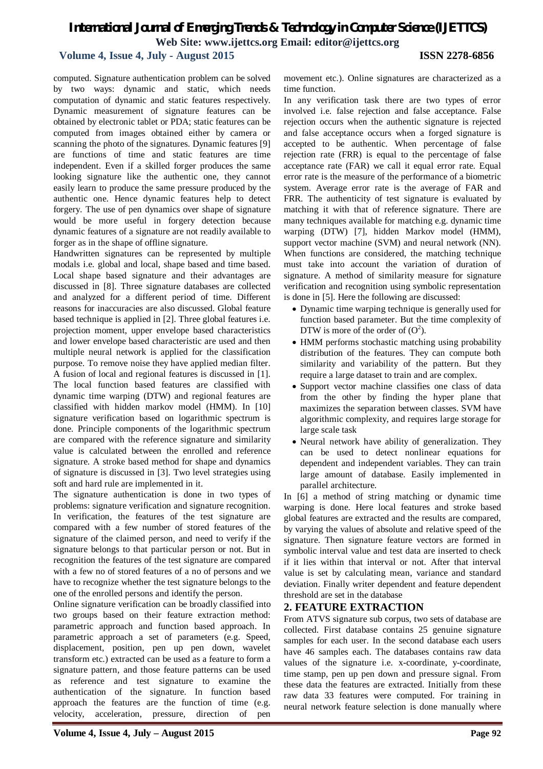computed. Signature authentication problem can be solved by two ways: dynamic and static, which needs computation of dynamic and static features respectively. Dynamic measurement of signature features can be obtained by electronic tablet or PDA; static features can be computed from images obtained either by camera or scanning the photo of the signatures. Dynamic features [9] are functions of time and static features are time independent. Even if a skilled forger produces the same looking signature like the authentic one, they cannot easily learn to produce the same pressure produced by the authentic one. Hence dynamic features help to detect forgery. The use of pen dynamics over shape of signature would be more useful in forgery detection because dynamic features of a signature are not readily available to forger as in the shape of offline signature.

Handwritten signatures can be represented by multiple modals i.e. global and local, shape based and time based. Local shape based signature and their advantages are discussed in [8]. Three signature databases are collected and analyzed for a different period of time. Different reasons for inaccuracies are also discussed. Global feature based technique is applied in [2]. Three global features i.e. projection moment, upper envelope based characteristics and lower envelope based characteristic are used and then multiple neural network is applied for the classification purpose. To remove noise they have applied median filter. A fusion of local and regional features is discussed in [1]. The local function based features are classified with dynamic time warping (DTW) and regional features are classified with hidden markov model (HMM). In [10] signature verification based on logarithmic spectrum is done. Principle components of the logarithmic spectrum are compared with the reference signature and similarity value is calculated between the enrolled and reference signature. A stroke based method for shape and dynamics of signature is discussed in [3]. Two level strategies using soft and hard rule are implemented in it.

The signature authentication is done in two types of problems: signature verification and signature recognition. In verification, the features of the test signature are compared with a few number of stored features of the signature of the claimed person, and need to verify if the signature belongs to that particular person or not. But in recognition the features of the test signature are compared with a few no of stored features of a no of persons and we have to recognize whether the test signature belongs to the one of the enrolled persons and identify the person.

Online signature verification can be broadly classified into two groups based on their feature extraction method: parametric approach and function based approach. In parametric approach a set of parameters (e.g. Speed, displacement, position, pen up pen down, wavelet transform etc.) extracted can be used as a feature to form a signature pattern, and those feature patterns can be used as reference and test signature to examine the authentication of the signature. In function based approach the features are the function of time (e.g. velocity, acceleration, pressure, direction of pen movement etc.). Online signatures are characterized as a time function.

In any verification task there are two types of error involved i.e. false rejection and false acceptance. False rejection occurs when the authentic signature is rejected and false acceptance occurs when a forged signature is accepted to be authentic. When percentage of false rejection rate (FRR) is equal to the percentage of false acceptance rate (FAR) we call it equal error rate. Equal error rate is the measure of the performance of a biometric system. Average error rate is the average of FAR and FRR. The authenticity of test signature is evaluated by matching it with that of reference signature. There are many techniques available for matching e.g. dynamic time warping (DTW) [7], hidden Markov model (HMM), support vector machine (SVM) and neural network (NN). When functions are considered, the matching technique must take into account the variation of duration of signature. A method of similarity measure for signature verification and recognition using symbolic representation is done in [5]. Here the following are discussed:

- Dynamic time warping technique is generally used for function based parameter. But the time complexity of DTW is more of the order of ($O^2$).
- HMM performs stochastic matching using probability distribution of the features. They can compute both similarity and variability of the pattern. But they require a large dataset to train and are complex.
- Support vector machine classifies one class of data from the other by finding the hyper plane that maximizes the separation between classes. SVM have algorithmic complexity, and requires large storage for large scale task
- Neural network have ability of generalization. They can be used to detect nonlinear equations for dependent and independent variables. They can train large amount of database. Easily implemented in parallel architecture.

In [6] a method of string matching or dynamic time warping is done. Here local features and stroke based global features are extracted and the results are compared, by varying the values of absolute and relative speed of the signature. Then signature feature vectors are formed in symbolic interval value and test data are inserted to check if it lies within that interval or not. After that interval value is set by calculating mean, variance and standard deviation. Finally writer dependent and feature dependent threshold are set in the database

## 2. FEATURE EXTRACTION

From ATVS signature sub corpus, two sets of database are collected. First database contains 25 genuine signature samples for each user. In the second database each users have 46 samples each. The databases contains raw data values of the signature i.e. x-coordinate, y-coordinate, time stamp, pen up pen down and pressure signal. From these data the features are extracted. Initially from these raw data 33 features were computed. For training in neural network feature selection is done manually where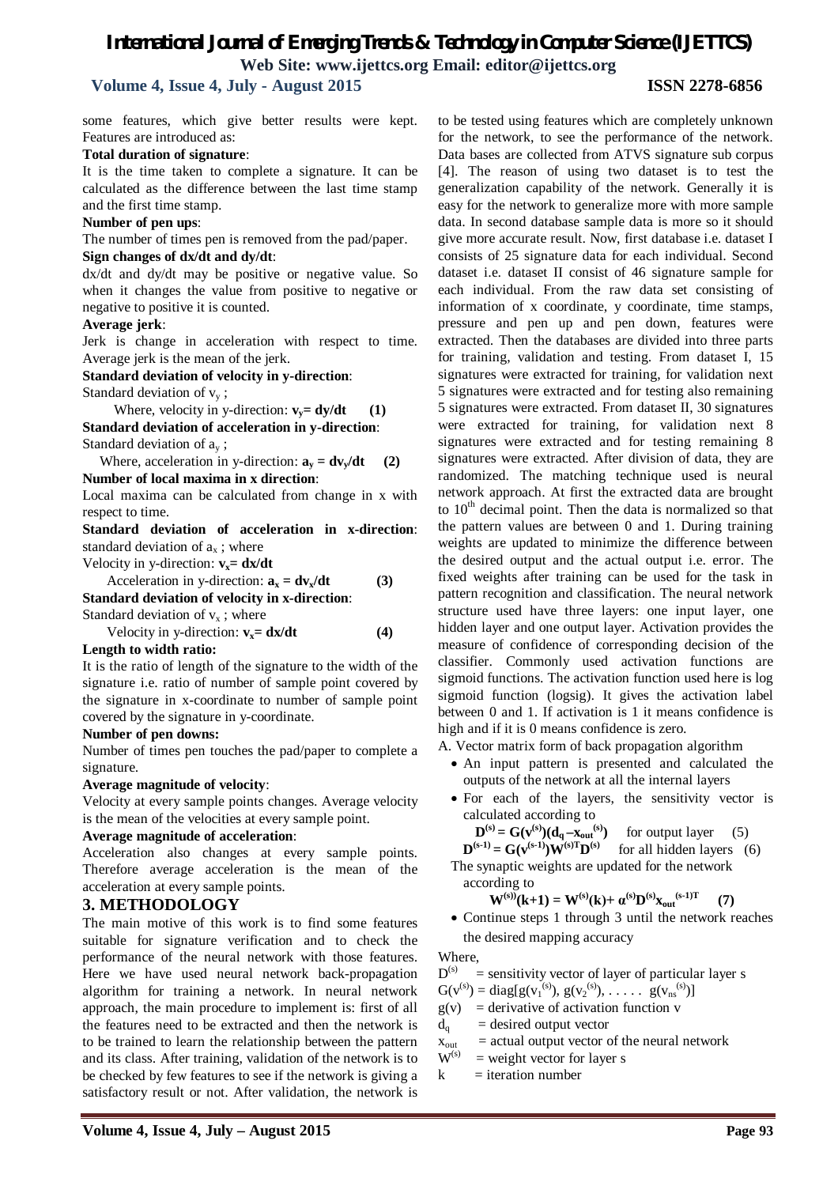some features, which give better results were kept. Features are introduced as:

**Total duration of signature**:

It is the time taken to complete a signature. It can be calculated as the difference between the last time stamp and the first time stamp.

**Number of pen ups**:

The number of times pen is removed from the pad/paper.

**Sign changes of dx/dt and dy/dt**:

dx/dt and dy/dt may be positive or negative value. So when it changes the value from positive to negative or negative to positive it is counted.

**Average jerk**:

Jerk is change in acceleration with respect to time. Average jerk is the mean of the jerk.

**Standard deviation of velocity in y-direction**:

Standard deviation of $v_y$ ;

Where, velocity in y-direction: $\mathbf{v_y = dy/dt}$ **(1)**

**Standard deviation of acceleration in y-direction**:

Standard deviation of $a_y$ ;

Where, acceleration in y-direction: $\mathbf{a_y = dv_y/dt}$ **(2)**

**Number of local maxima in x direction**:

Local maxima can be calculated from change in x with respect to time.

**Standard deviation of acceleration in x-direction**:

standard deviation of $a_x$ ; where

Velocity in y-direction: $\mathbf{v_x = dx/dt}$

Acceleration in y-direction: $\mathbf{a_x = dv_x/dt}$ **(3)**

**Standard deviation of velocity in x-direction**:

Standard deviation of $v_x$ ; where

Velocity in y-direction: $\mathbf{v_x = dx/dt}$ **(4)**

**Length to width ratio:**

It is the ratio of length of the signature to the width of the signature i.e. ratio of number of sample point covered by the signature in x-coordinate to number of sample point covered by the signature in y-coordinate.

**Number of pen downs:**

Number of times pen touches the pad/paper to complete a signature.

**Average magnitude of velocity**:

Velocity at every sample points changes. Average velocity is the mean of the velocities at every sample point.

**Average magnitude of acceleration**:

Acceleration also changes at every sample points. Therefore average acceleration is the mean of the acceleration at every sample points.

## 3. METHODOLOGY

The main motive of this work is to find some features suitable for signature verification and to check the performance of the neural network with those features. Here we have used neural network back-propagation algorithm for training a network. In neural network approach, the main procedure to implement is: first of all the features need to be extracted and then the network is to be trained to learn the relationship between the pattern and its class. After training, validation of the network is to be checked by few features to see if the network is giving a satisfactory result or not. After validation, the network is to be tested using features which are completely unknown for the network, to see the performance of the network. Data bases are collected from ATVS signature sub corpus [4]. The reason of using two dataset is to test the generalization capability of the network. Generally it is easy for the network to generalize more with more sample data. In second database sample data is more so it should give more accurate result. Now, first database i.e. dataset I consists of 25 signature data for each individual. Second dataset i.e. dataset II consist of 46 signature sample for each individual. From the raw data set consisting of information of x coordinate, y coordinate, time stamps, pressure and pen up and pen down, features were extracted. Then the databases are divided into three parts for training, validation and testing. From dataset I, 15 signatures were extracted for training, for validation next 5 signatures were extracted and for testing also remaining 5 signatures were extracted. From dataset II, 30 signatures were extracted for training, for validation next 8 signatures were extracted and for testing remaining 8 signatures were extracted. After division of data, they are randomized. The matching technique used is neural network approach. At first the extracted data are brought to 10th decimal point. Then the data is normalized so that the pattern values are between 0 and 1. During training weights are updated to minimize the difference between the desired output and the actual output i.e. error. The fixed weights after training can be used for the task in pattern recognition and classification. The neural network structure used have three layers: one input layer, one hidden layer and one output layer. Activation provides the measure of confidence of corresponding decision of the classifier. Commonly used activation functions are sigmoid functions. The activation function used here is log sigmoid function (logsig). It gives the activation label between 0 and 1. If activation is 1 it means confidence is high and if it is 0 means confidence is zero.

A. Vector matrix form of back propagation algorithm

- An input pattern is presented and calculated the outputs of the network at all the internal layers
- For each of the layers, the sensitivity vector is calculated according to

$$\mathbf{D^{(s)} = G(v^{(s)})(d_q - x_{out}^{(s)})} \quad \text{for output layer} \quad (5)$$

$$\mathbf{D^{(s-1)} = G(v^{(s-1)})W^{(s)T}D^{(s)}} \quad \text{for all hidden layers} \quad (6)$$

The synaptic weights are updated for the network according to

$$\mathbf{W^{(s)}(k+1) = W^{(s)}(k) + \alpha^{(s)}D^{(s)}x_{out}^{(s-1)T}} \quad \mathbf{(7)}$$

- Continue steps 1 through 3 until the network reaches the desired mapping accuracy

Where,

$D^{(s)}$ = sensitivity vector of layer of particular layer s

$G(v^{(s)}) = \text{diag}[g(v_1^{(s)}), g(v_2^{(s)}), \ldots\ldots g(v_{ns}^{(s)})]$

$g(v)$ = derivative of activation function v

$d_q$ = desired output vector

$x_{out}$ = actual output vector of the neural network

$W^{(s)}$ = weight vector for layer s

k = iteration number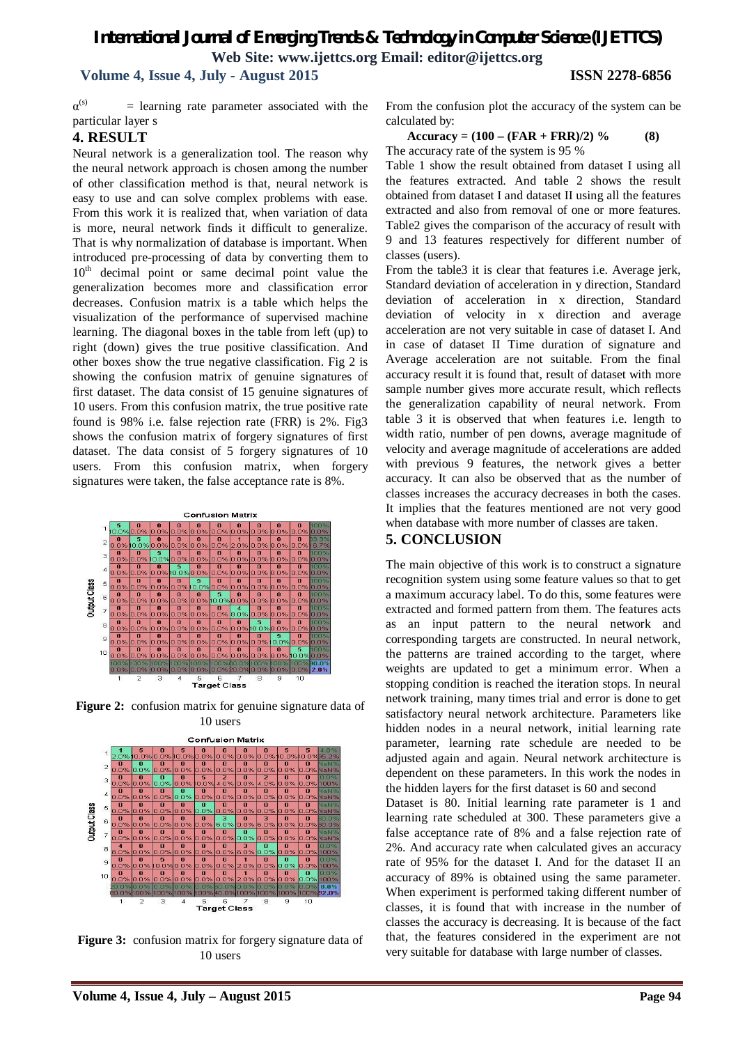$\alpha^{(s)}$ = learning rate parameter associated with the particular layer s

## 4. RESULT

Neural network is a generalization tool. The reason why the neural network approach is chosen among the number of other classification method is that, neural network is easy to use and can solve complex problems with ease. From this work it is realized that, when variation of data is more, neural network finds it difficult to generalize. That is why normalization of database is important. When introduced pre-processing of data by converting them to 10[th] decimal point or same decimal point value the generalization becomes more and classification error decreases. Confusion matrix is a table which helps the visualization of the performance of supervised machine learning. The diagonal boxes in the table from left (up) to right (down) gives the true positive classification. And other boxes show the true negative classification. Fig 2 is showing the confusion matrix of genuine signatures of first dataset. The data consist of 15 genuine signatures of 10 users. From this confusion matrix, the true positive rate found is 98% i.e. false rejection rate (FRR) is 2%. Fig3 shows the confusion matrix of forgery signatures of first dataset. The data consist of 5 forgery signatures of 10 users. From this confusion matrix, when forgery signatures were taken, the false acceptance rate is 8%.

**Figure 2:** confusion matrix for genuine signature data of 10 users

**Figure 3:** confusion matrix for forgery signature data of 10 users

From the confusion plot the accuracy of the system can be calculated by:

$$\textbf{Accuracy} = (100 - (FAR + FRR)/2)\ \% \qquad (8)$$

The accuracy rate of the system is 95 %

Table 1 show the result obtained from dataset I using all the features extracted. And table 2 shows the result obtained from dataset I and dataset II using all the features extracted and also from removal of one or more features. Table2 gives the comparison of the accuracy of result with 9 and 13 features respectively for different number of classes (users).

From the table3 it is clear that features i.e. Average jerk, Standard deviation of acceleration in y direction, Standard deviation of acceleration in x direction, Standard deviation of velocity in x direction and average acceleration are not very suitable in case of dataset I. And in case of dataset II Time duration of signature and Average acceleration are not suitable. From the final accuracy result it is found that, result of dataset with more sample number gives more accurate result, which reflects the generalization capability of neural network. From table 3 it is observed that when features i.e. length to width ratio, number of pen downs, average magnitude of velocity and average magnitude of accelerations are added with previous 9 features, the network gives a better accuracy. It can also be observed that as the number of classes increases the accuracy decreases in both the cases. It implies that the features mentioned are not very good when database with more number of classes are taken.

## 5. CONCLUSION

The main objective of this work is to construct a signature recognition system using some feature values so that to get a maximum accuracy label. To do this, some features were extracted and formed pattern from them. The features acts as an input pattern to the neural network and corresponding targets are constructed. In neural network, the patterns are trained according to the target, where weights are updated to get a minimum error. When a stopping condition is reached the iteration stops. In neural network training, many times trial and error is done to get satisfactory neural network architecture. Parameters like hidden nodes in a neural network, initial learning rate parameter, learning rate schedule are needed to be adjusted again and again. Neural network architecture is dependent on these parameters. In this work the nodes in the hidden layers for the first dataset is 60 and second Dataset is 80. Initial learning rate parameter is 1 and learning rate scheduled at 300. These parameters give a false acceptance rate of 8% and a false rejection rate of 2%. And accuracy rate when calculated gives an accuracy rate of 95% for the dataset I. And for the dataset II an accuracy of 89% is obtained using the same parameter. When experiment is performed taking different number of classes, it is found that with increase in the number of classes the accuracy is decreasing. It is because of the fact that, the features considered in the experiment are not very suitable for database with large number of classes.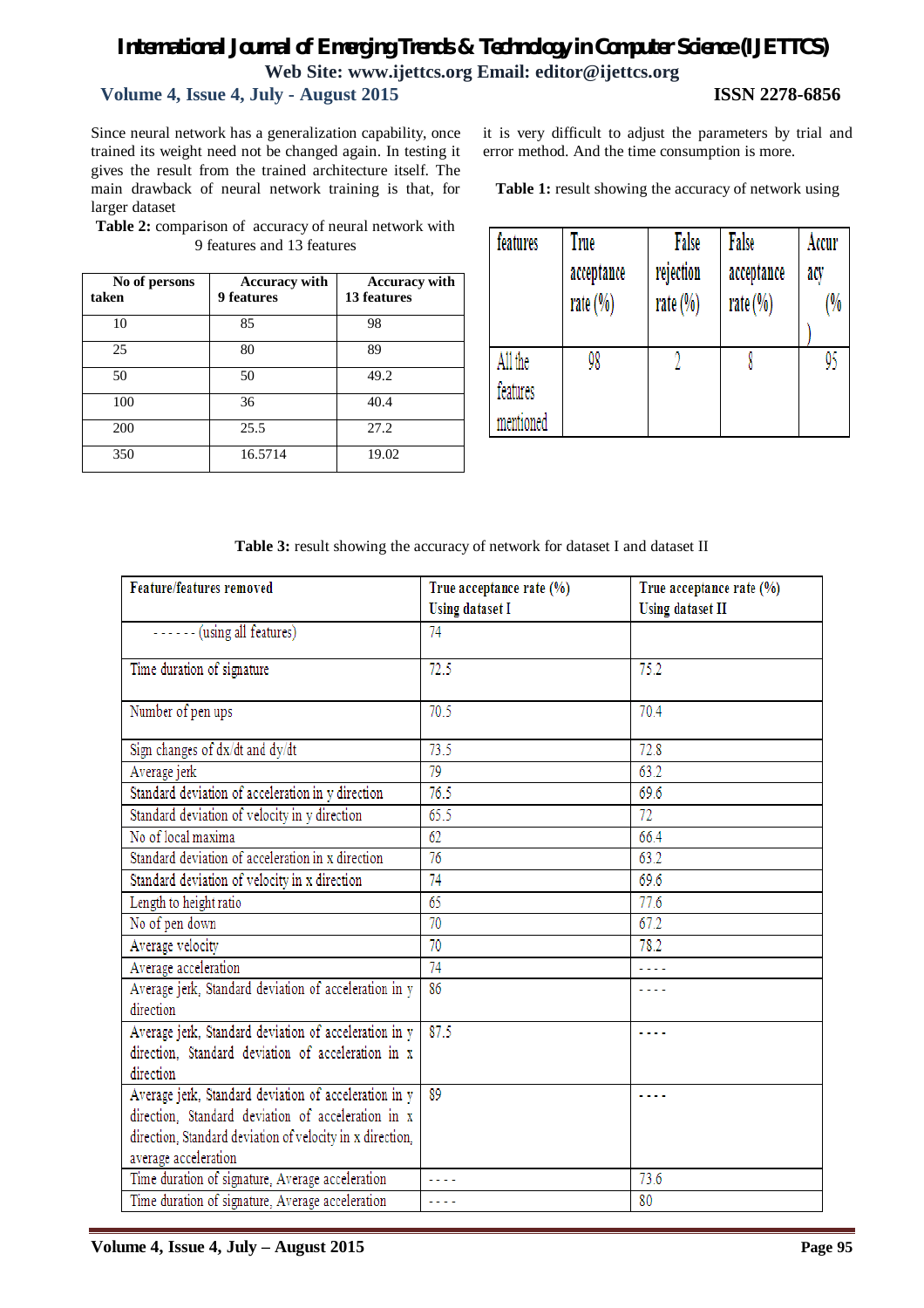Since neural network has a generalization capability, once trained its weight need not be changed again. In testing it gives the result from the trained architecture itself. The main drawback of neural network training is that, for larger dataset it is very difficult to adjust the parameters by trial and error method. And the time consumption is more.

**Table 2:** comparison of accuracy of neural network with 9 features and 13 features

| No of persons taken | Accuracy with 9 features | Accuracy with 13 features |
|---|---|---|
| 10 | 85 | 98 |
| 25 | 80 | 89 |
| 50 | 50 | 49.2 |
| 100 | 36 | 40.4 |
| 200 | 25.5 | 27.2 |
| 350 | 16.5714 | 19.02 |

**Table 1:** result showing the accuracy of network using

| features | True acceptance rate (%) | False rejection rate (%) | False acceptance rate (%) | Accuracy (%) |
|---|---|---|---|---|
| All the features mentioned | 98 | 2 | 8 | 95 |

**Table 3:** result showing the accuracy of network for dataset I and dataset II

| Feature/features removed | True acceptance rate (%) Using dataset I | True acceptance rate (%) Using dataset II |
|---|---|---|
| - - - - - - (using all features) | 74 | |
| Time duration of signature | 72.5 | 75.2 |
| Number of pen ups | 70.5 | 70.4 |
| Sign changes of dx/dt and dy/dt | 73.5 | 72.8 |
| Average jerk | 79 | 63.2 |
| Standard deviation of acceleration in y direction | 76.5 | 69.6 |
| Standard deviation of velocity in y direction | 65.5 | 72 |
| No of local maxima | 62 | 66.4 |
| Standard deviation of acceleration in x direction | 76 | 63.2 |
| Standard deviation of velocity in x direction | 74 | 69.6 |
| Length to height ratio | 65 | 77.6 |
| No of pen down | 70 | 67.2 |
| Average velocity | 70 | 78.2 |
| Average acceleration | 74 | - - - - |
| Average jerk, Standard deviation of acceleration in y direction | 86 | - - - - |
| Average jerk, Standard deviation of acceleration in y direction, Standard deviation of acceleration in x direction | 87.5 | - - - - |
| Average jerk, Standard deviation of acceleration in y direction, Standard deviation of acceleration in x direction, Standard deviation of velocity in x direction, average acceleration | 89 | - - - - |
| Time duration of signature, Average acceleration | - - - - | 73.6 |
| Time duration of signature, Average acceleration | - - - - | 80 |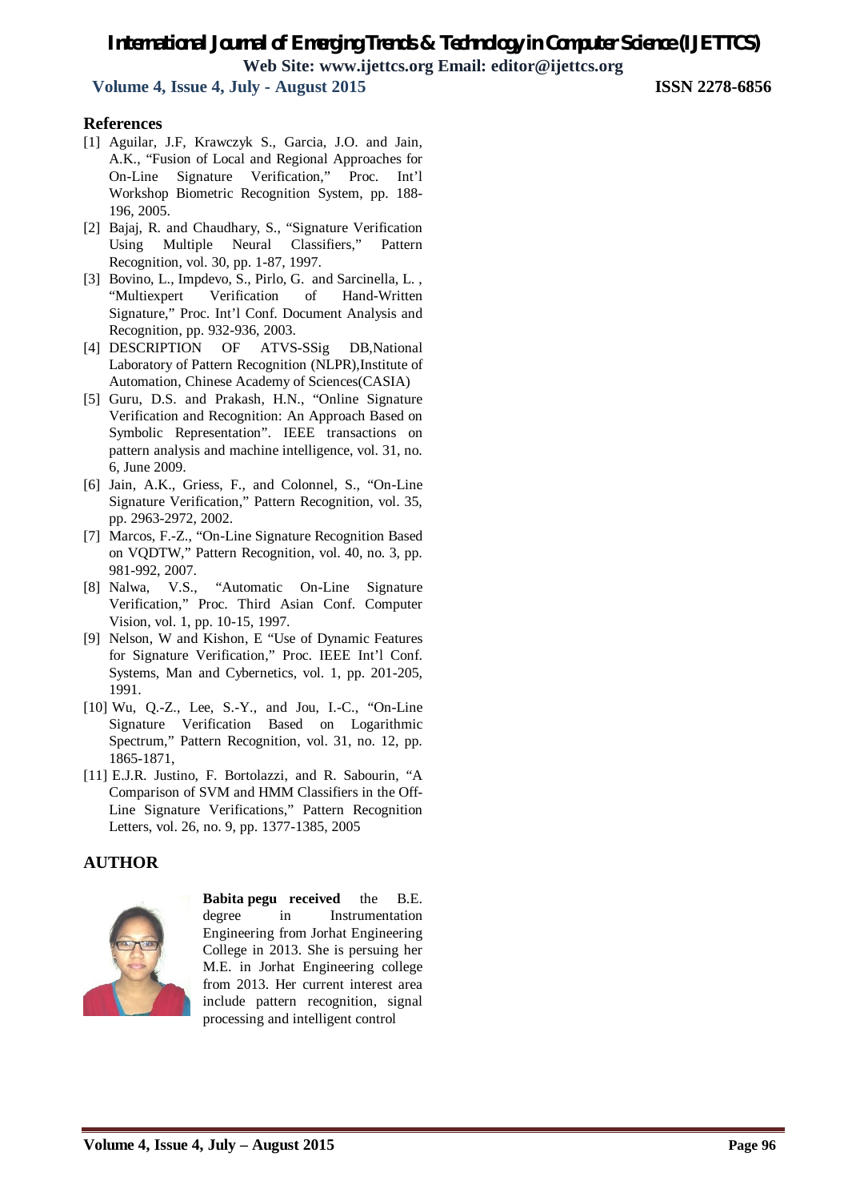## References

[1] Aguilar, J.F, Krawczyk S., Garcia, J.O. and Jain, A.K., "Fusion of Local and Regional Approaches for On-Line Signature Verification," Proc. Int'l Workshop Biometric Recognition System, pp. 188-196, 2005.

[2] Bajaj, R. and Chaudhary, S., "Signature Verification Using Multiple Neural Classifiers," Pattern Recognition, vol. 30, pp. 1-87, 1997.

[3] Bovino, L., Impdevo, S., Pirlo, G. and Sarcinella, L. , "Multiexpert Verification of Hand-Written Signature," Proc. Int'l Conf. Document Analysis and Recognition, pp. 932-936, 2003.

[4] DESCRIPTION OF ATVS-SSig DB,National Laboratory of Pattern Recognition (NLPR),Institute of Automation, Chinese Academy of Sciences(CASIA)

[5] Guru, D.S. and Prakash, H.N., "Online Signature Verification and Recognition: An Approach Based on Symbolic Representation". IEEE transactions on pattern analysis and machine intelligence, vol. 31, no. 6, June 2009.

[6] Jain, A.K., Griess, F., and Colonnel, S., "On-Line Signature Verification," Pattern Recognition, vol. 35, pp. 2963-2972, 2002.

[7] Marcos, F.-Z., "On-Line Signature Recognition Based on VQDTW," Pattern Recognition, vol. 40, no. 3, pp. 981-992, 2007.

[8] Nalwa, V.S., "Automatic On-Line Signature Verification," Proc. Third Asian Conf. Computer Vision, vol. 1, pp. 10-15, 1997.

[9] Nelson, W and Kishon, E "Use of Dynamic Features for Signature Verification," Proc. IEEE Int'l Conf. Systems, Man and Cybernetics, vol. 1, pp. 201-205, 1991.

[10] Wu, Q.-Z., Lee, S.-Y., and Jou, I.-C., "On-Line Signature Verification Based on Logarithmic Spectrum," Pattern Recognition, vol. 31, no. 12, pp. 1865-1871,

[11] E.J.R. Justino, F. Bortolazzi, and R. Sabourin, "A Comparison of SVM and HMM Classifiers in the Off-Line Signature Verifications," Pattern Recognition Letters, vol. 26, no. 9, pp. 1377-1385, 2005

## AUTHOR

**Babita pegu received** the B.E. degree in Instrumentation Engineering from Jorhat Engineering College in 2013. She is persuing her M.E. in Jorhat Engineering college from 2013. Her current interest area include pattern recognition, signal processing and intelligent control